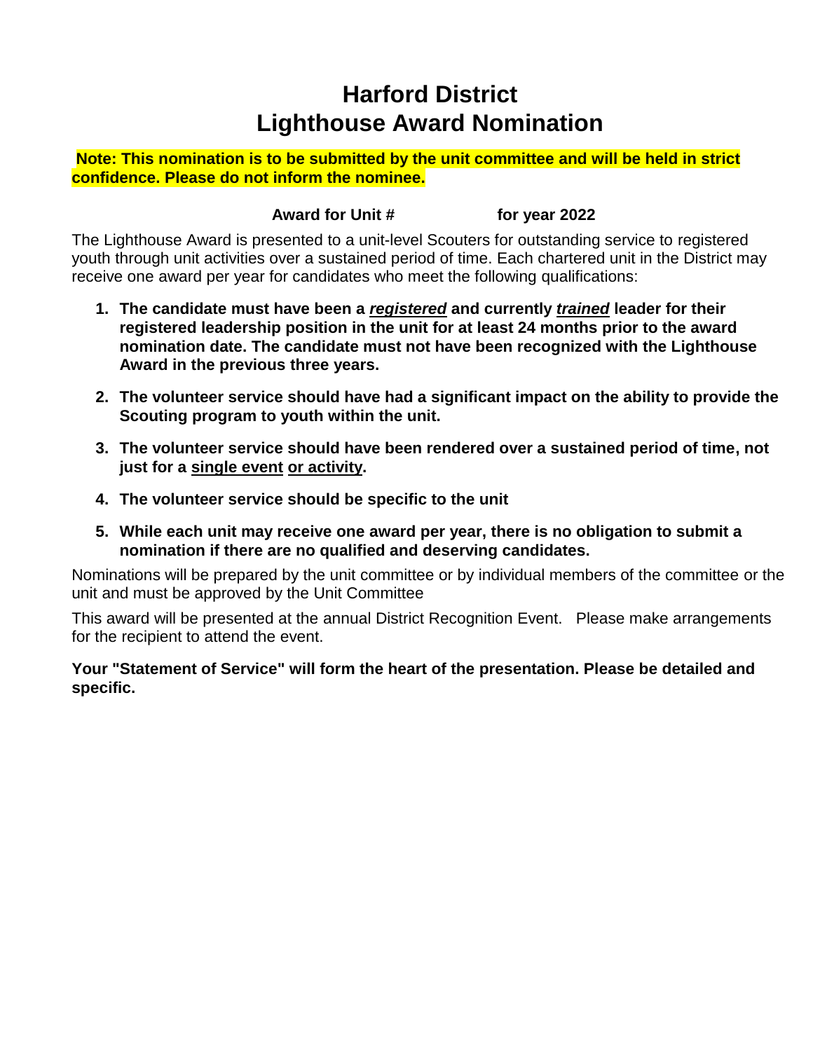# Harford District
# Lighthouse Award Nomination

**Note: This nomination is to be submitted by the unit committee and will be held in strict confidence. Please do not inform the nominee.**

**Award for Unit # for year 2022**

The Lighthouse Award is presented to a unit-level Scouters for outstanding service to registered youth through unit activities over a sustained period of time. Each chartered unit in the District may receive one award per year for candidates who meet the following qualifications:

1. **The candidate must have been a *registered* and currently *trained* leader for their registered leadership position in the unit for at least 24 months prior to the award nomination date. The candidate must not have been recognized with the Lighthouse Award in the previous three years.**
2. **The volunteer service should have had a significant impact on the ability to provide the Scouting program to youth within the unit.**
3. **The volunteer service should have been rendered over a sustained period of time, not just for a single event or activity.**
4. **The volunteer service should be specific to the unit**
5. **While each unit may receive one award per year, there is no obligation to submit a nomination if there are no qualified and deserving candidates.**

Nominations will be prepared by the unit committee or by individual members of the committee or the unit and must be approved by the Unit Committee

This award will be presented at the annual District Recognition Event. Please make arrangements for the recipient to attend the event.

**Your "Statement of Service" will form the heart of the presentation. Please be detailed and specific.**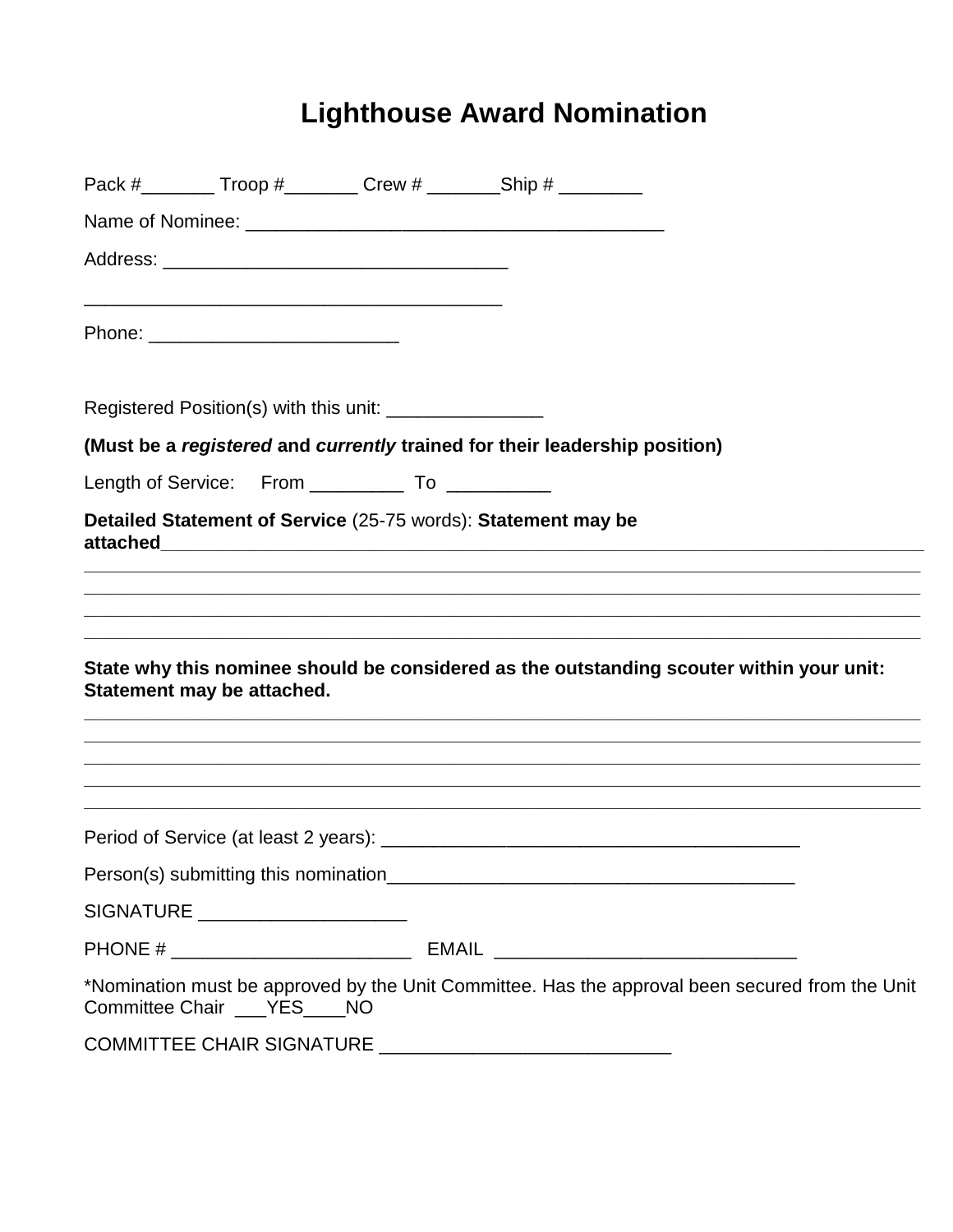# Lighthouse Award Nomination

Pack #_______ Troop #_______ Crew # _______Ship # ________

Name of Nominee: ________________________________________

Address: _________________________________

________________________________________

Phone: ________________________

Registered Position(s) with this unit: _______________

**(Must be a *registered* and *currently* trained for their leadership position)**

Length of Service: From _________ To __________

**Detailed Statement of Service** (25-75 words): **Statement may be attached**_________________________________________________________________

_____________________________________________________________________________

_____________________________________________________________________________

_____________________________________________________________________________

_____________________________________________________________________________

**State why this nominee should be considered as the outstanding scouter within your unit: Statement may be attached.**

_____________________________________________________________________________

_____________________________________________________________________________

_____________________________________________________________________________

_____________________________________________________________________________

_____________________________________________________________________________

Period of Service (at least 2 years): ________________________________________

Person(s) submitting this nomination_______________________________________

SIGNATURE ____________________

PHONE # _______________________ EMAIL ____________________________

*Nomination must be approved by the Unit Committee. Has the approval been secured from the Unit Committee Chair ___YES____NO

COMMITTEE CHAIR SIGNATURE ____________________________